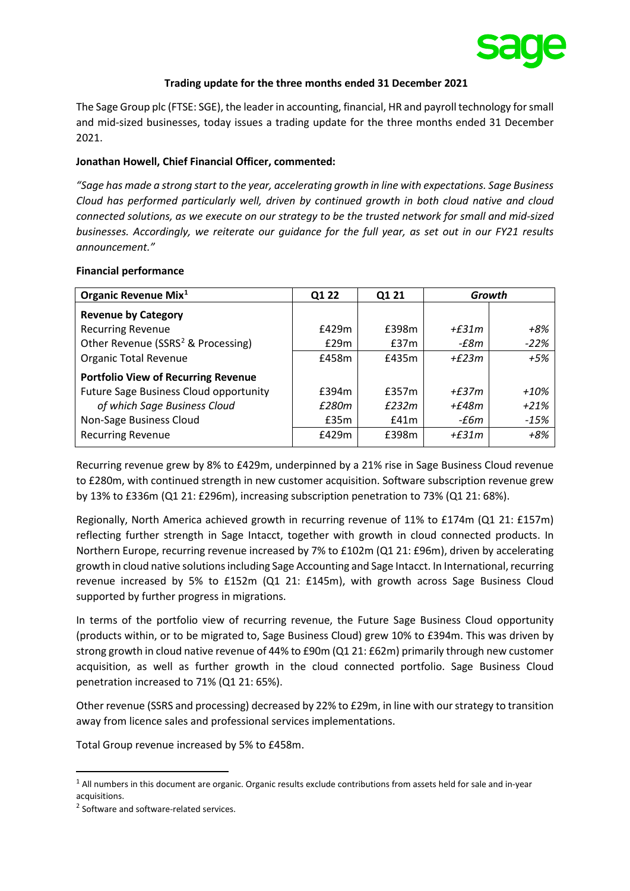# Trading update for the three months ended 31 December 2021

The Sage Group plc (FTSE: SGE), the leader in accounting, financial, HR and payroll technology for small and mid-sized businesses, today issues a trading update for the three months ended 31 December 2021.

**Jonathan Howell, Chief Financial Officer, commented:**

*"Sage has made a strong start to the year, accelerating growth in line with expectations. Sage Business Cloud has performed particularly well, driven by continued growth in both cloud native and cloud connected solutions, as we execute on our strategy to be the trusted network for small and mid-sized businesses. Accordingly, we reiterate our guidance for the full year, as set out in our FY21 results announcement."*

**Financial performance**

| Organic Revenue Mix[1] | Q1 22 | Q1 21 | *Growth* | |
|---|---|---|---|---|
| **Revenue by Category** | | | | |
| Recurring Revenue | £429m | £398m | *+£31m* | *+8%* |
| Other Revenue (SSRS[2] & Processing) | £29m | £37m | *-£8m* | *-22%* |
| Organic Total Revenue | £458m | £435m | *+£23m* | *+5%* |
| **Portfolio View of Recurring Revenue** | | | | |
| Future Sage Business Cloud opportunity | £394m | £357m | *+£37m* | *+10%* |
| *of which Sage Business Cloud* | *£280m* | *£232m* | *+£48m* | *+21%* |
| Non-Sage Business Cloud | £35m | £41m | *-£6m* | *-15%* |
| Recurring Revenue | £429m | £398m | *+£31m* | *+8%* |

Recurring revenue grew by 8% to £429m, underpinned by a 21% rise in Sage Business Cloud revenue to £280m, with continued strength in new customer acquisition. Software subscription revenue grew by 13% to £336m (Q1 21: £296m), increasing subscription penetration to 73% (Q1 21: 68%).

Regionally, North America achieved growth in recurring revenue of 11% to £174m (Q1 21: £157m) reflecting further strength in Sage Intacct, together with growth in cloud connected products. In Northern Europe, recurring revenue increased by 7% to £102m (Q1 21: £96m), driven by accelerating growth in cloud native solutions including Sage Accounting and Sage Intacct. In International, recurring revenue increased by 5% to £152m (Q1 21: £145m), with growth across Sage Business Cloud supported by further progress in migrations.

In terms of the portfolio view of recurring revenue, the Future Sage Business Cloud opportunity (products within, or to be migrated to, Sage Business Cloud) grew 10% to £394m. This was driven by strong growth in cloud native revenue of 44% to £90m (Q1 21: £62m) primarily through new customer acquisition, as well as further growth in the cloud connected portfolio. Sage Business Cloud penetration increased to 71% (Q1 21: 65%).

Other revenue (SSRS and processing) decreased by 22% to £29m, in line with our strategy to transition away from licence sales and professional services implementations.

Total Group revenue increased by 5% to £458m.

---

[1] All numbers in this document are organic. Organic results exclude contributions from assets held for sale and in-year acquisitions.

[2] Software and software-related services.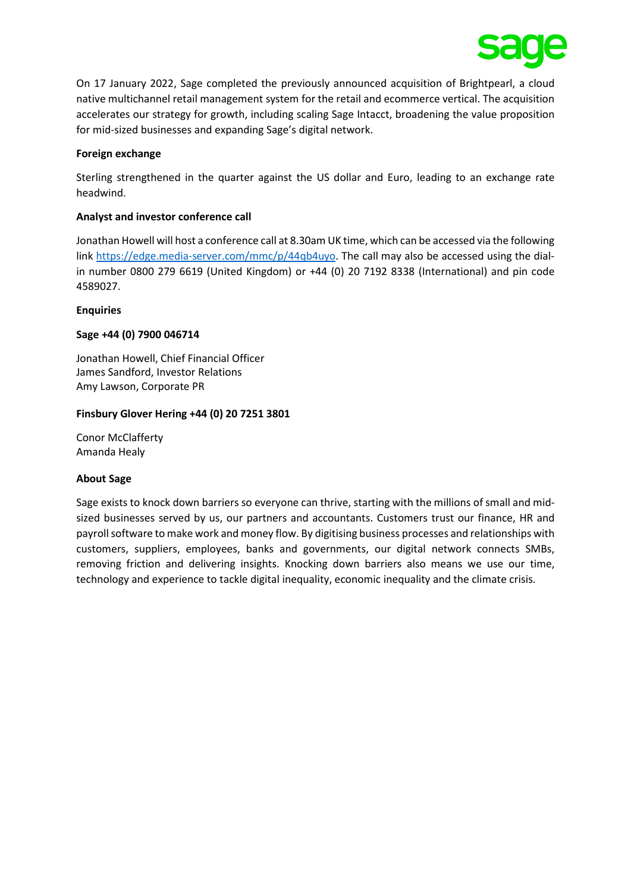On 17 January 2022, Sage completed the previously announced acquisition of Brightpearl, a cloud native multichannel retail management system for the retail and ecommerce vertical. The acquisition accelerates our strategy for growth, including scaling Sage Intacct, broadening the value proposition for mid-sized businesses and expanding Sage's digital network.

**Foreign exchange**

Sterling strengthened in the quarter against the US dollar and Euro, leading to an exchange rate headwind.

**Analyst and investor conference call**

Jonathan Howell will host a conference call at 8.30am UK time, which can be accessed via the following link https://edge.media-server.com/mmc/p/44qb4uyo. The call may also be accessed using the dial-in number 0800 279 6619 (United Kingdom) or +44 (0) 20 7192 8338 (International) and pin code 4589027.

**Enquiries**

**Sage +44 (0) 7900 046714**

Jonathan Howell, Chief Financial Officer
James Sandford, Investor Relations
Amy Lawson, Corporate PR

**Finsbury Glover Hering +44 (0) 20 7251 3801**

Conor McClafferty
Amanda Healy

**About Sage**

Sage exists to knock down barriers so everyone can thrive, starting with the millions of small and mid-sized businesses served by us, our partners and accountants. Customers trust our finance, HR and payroll software to make work and money flow. By digitising business processes and relationships with customers, suppliers, employees, banks and governments, our digital network connects SMBs, removing friction and delivering insights. Knocking down barriers also means we use our time, technology and experience to tackle digital inequality, economic inequality and the climate crisis.